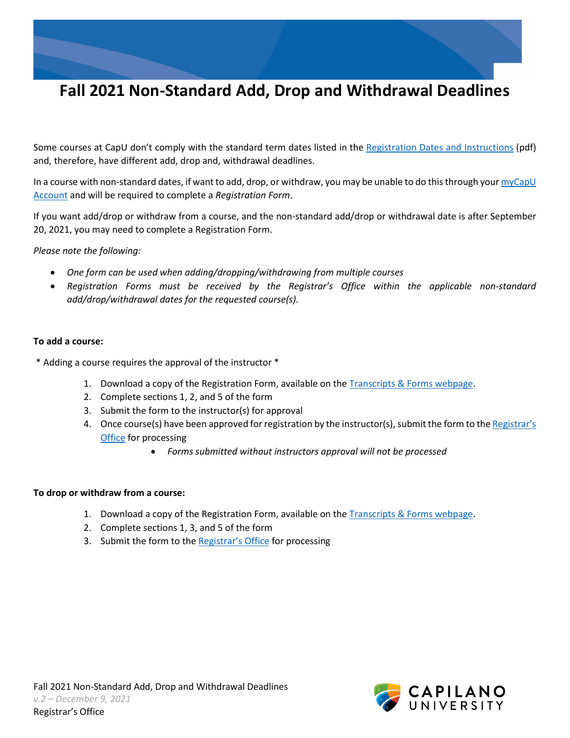# Fall 2021 Non-Standard Add, Drop and Withdrawal Deadlines

Some courses at CapU don't comply with the standard term dates listed in the Registration Dates and Instructions (pdf) and, therefore, have different add, drop and, withdrawal deadlines.

In a course with non-standard dates, if want to add, drop, or withdraw, you may be unable to do this through your myCapU Account and will be required to complete a *Registration Form*.

If you want add/drop or withdraw from a course, and the non-standard add/drop or withdrawal date is after September 20, 2021, you may need to complete a Registration Form.

*Please note the following:*

- *One form can be used when adding/dropping/withdrawing from multiple courses*
- *Registration Forms must be received by the Registrar's Office within the applicable non-standard add/drop/withdrawal dates for the requested course(s).*

**To add a course:**

\* Adding a course requires the approval of the instructor \*

1. Download a copy of the Registration Form, available on the Transcripts & Forms webpage.
2. Complete sections 1, 2, and 5 of the form
3. Submit the form to the instructor(s) for approval
4. Once course(s) have been approved for registration by the instructor(s), submit the form to the Registrar's Office for processing
    - *Forms submitted without instructors approval will not be processed*

**To drop or withdraw from a course:**

1. Download a copy of the Registration Form, available on the Transcripts & Forms webpage.
2. Complete sections 1, 3, and 5 of the form
3. Submit the form to the Registrar's Office for processing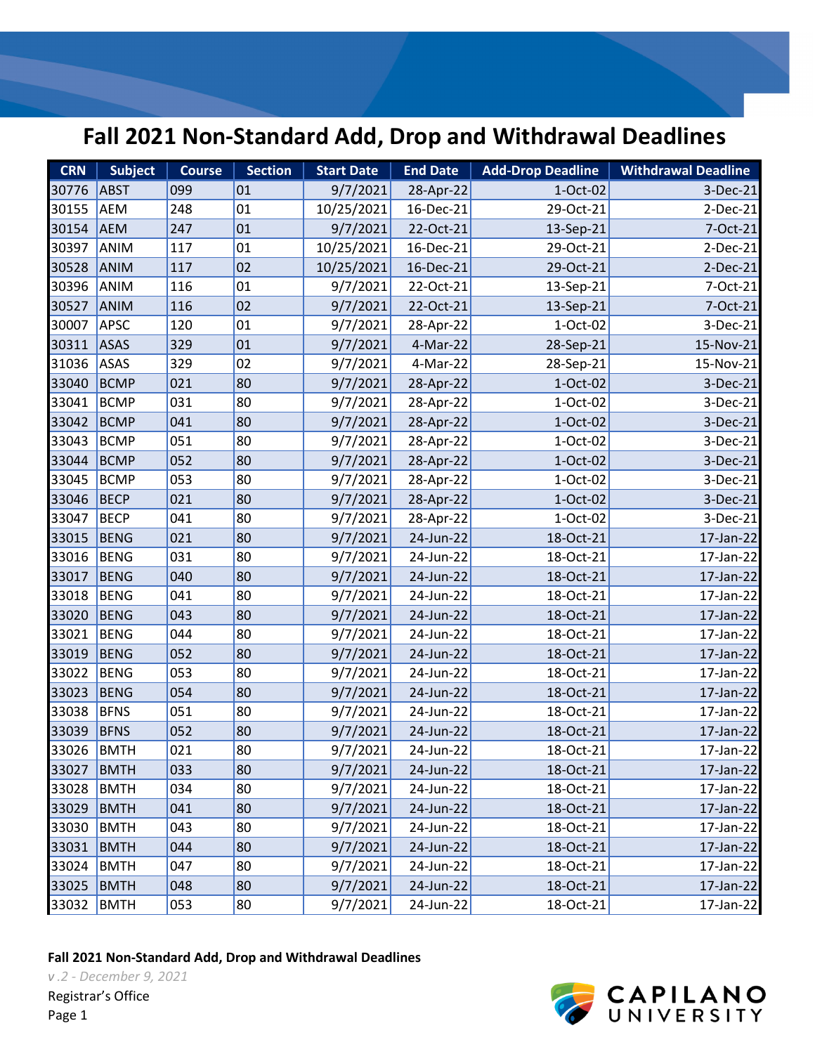# Fall 2021 Non-Standard Add, Drop and Withdrawal Deadlines

| CRN | Subject | Course | Section | Start Date | End Date | Add-Drop Deadline | Withdrawal Deadline |
|---|---|---|---|---|---|---|---|
| 30776 | ABST | 099 | 01 | 9/7/2021 | 28-Apr-22 | 1-Oct-02 | 3-Dec-21 |
| 30155 | AEM | 248 | 01 | 10/25/2021 | 16-Dec-21 | 29-Oct-21 | 2-Dec-21 |
| 30154 | AEM | 247 | 01 | 9/7/2021 | 22-Oct-21 | 13-Sep-21 | 7-Oct-21 |
| 30397 | ANIM | 117 | 01 | 10/25/2021 | 16-Dec-21 | 29-Oct-21 | 2-Dec-21 |
| 30528 | ANIM | 117 | 02 | 10/25/2021 | 16-Dec-21 | 29-Oct-21 | 2-Dec-21 |
| 30396 | ANIM | 116 | 01 | 9/7/2021 | 22-Oct-21 | 13-Sep-21 | 7-Oct-21 |
| 30527 | ANIM | 116 | 02 | 9/7/2021 | 22-Oct-21 | 13-Sep-21 | 7-Oct-21 |
| 30007 | APSC | 120 | 01 | 9/7/2021 | 28-Apr-22 | 1-Oct-02 | 3-Dec-21 |
| 30311 | ASAS | 329 | 01 | 9/7/2021 | 4-Mar-22 | 28-Sep-21 | 15-Nov-21 |
| 31036 | ASAS | 329 | 02 | 9/7/2021 | 4-Mar-22 | 28-Sep-21 | 15-Nov-21 |
| 33040 | BCMP | 021 | 80 | 9/7/2021 | 28-Apr-22 | 1-Oct-02 | 3-Dec-21 |
| 33041 | BCMP | 031 | 80 | 9/7/2021 | 28-Apr-22 | 1-Oct-02 | 3-Dec-21 |
| 33042 | BCMP | 041 | 80 | 9/7/2021 | 28-Apr-22 | 1-Oct-02 | 3-Dec-21 |
| 33043 | BCMP | 051 | 80 | 9/7/2021 | 28-Apr-22 | 1-Oct-02 | 3-Dec-21 |
| 33044 | BCMP | 052 | 80 | 9/7/2021 | 28-Apr-22 | 1-Oct-02 | 3-Dec-21 |
| 33045 | BCMP | 053 | 80 | 9/7/2021 | 28-Apr-22 | 1-Oct-02 | 3-Dec-21 |
| 33046 | BECP | 021 | 80 | 9/7/2021 | 28-Apr-22 | 1-Oct-02 | 3-Dec-21 |
| 33047 | BECP | 041 | 80 | 9/7/2021 | 28-Apr-22 | 1-Oct-02 | 3-Dec-21 |
| 33015 | BENG | 021 | 80 | 9/7/2021 | 24-Jun-22 | 18-Oct-21 | 17-Jan-22 |
| 33016 | BENG | 031 | 80 | 9/7/2021 | 24-Jun-22 | 18-Oct-21 | 17-Jan-22 |
| 33017 | BENG | 040 | 80 | 9/7/2021 | 24-Jun-22 | 18-Oct-21 | 17-Jan-22 |
| 33018 | BENG | 041 | 80 | 9/7/2021 | 24-Jun-22 | 18-Oct-21 | 17-Jan-22 |
| 33020 | BENG | 043 | 80 | 9/7/2021 | 24-Jun-22 | 18-Oct-21 | 17-Jan-22 |
| 33021 | BENG | 044 | 80 | 9/7/2021 | 24-Jun-22 | 18-Oct-21 | 17-Jan-22 |
| 33019 | BENG | 052 | 80 | 9/7/2021 | 24-Jun-22 | 18-Oct-21 | 17-Jan-22 |
| 33022 | BENG | 053 | 80 | 9/7/2021 | 24-Jun-22 | 18-Oct-21 | 17-Jan-22 |
| 33023 | BENG | 054 | 80 | 9/7/2021 | 24-Jun-22 | 18-Oct-21 | 17-Jan-22 |
| 33038 | BFNS | 051 | 80 | 9/7/2021 | 24-Jun-22 | 18-Oct-21 | 17-Jan-22 |
| 33039 | BFNS | 052 | 80 | 9/7/2021 | 24-Jun-22 | 18-Oct-21 | 17-Jan-22 |
| 33026 | BMTH | 021 | 80 | 9/7/2021 | 24-Jun-22 | 18-Oct-21 | 17-Jan-22 |
| 33027 | BMTH | 033 | 80 | 9/7/2021 | 24-Jun-22 | 18-Oct-21 | 17-Jan-22 |
| 33028 | BMTH | 034 | 80 | 9/7/2021 | 24-Jun-22 | 18-Oct-21 | 17-Jan-22 |
| 33029 | BMTH | 041 | 80 | 9/7/2021 | 24-Jun-22 | 18-Oct-21 | 17-Jan-22 |
| 33030 | BMTH | 043 | 80 | 9/7/2021 | 24-Jun-22 | 18-Oct-21 | 17-Jan-22 |
| 33031 | BMTH | 044 | 80 | 9/7/2021 | 24-Jun-22 | 18-Oct-21 | 17-Jan-22 |
| 33024 | BMTH | 047 | 80 | 9/7/2021 | 24-Jun-22 | 18-Oct-21 | 17-Jan-22 |
| 33025 | BMTH | 048 | 80 | 9/7/2021 | 24-Jun-22 | 18-Oct-21 | 17-Jan-22 |
| 33032 | BMTH | 053 | 80 | 9/7/2021 | 24-Jun-22 | 18-Oct-21 | 17-Jan-22 |

**Fall 2021 Non-Standard Add, Drop and Withdrawal Deadlines**

*v .2 - December 9, 2021*

Registrar's Office

CAPILANO UNIVERSITY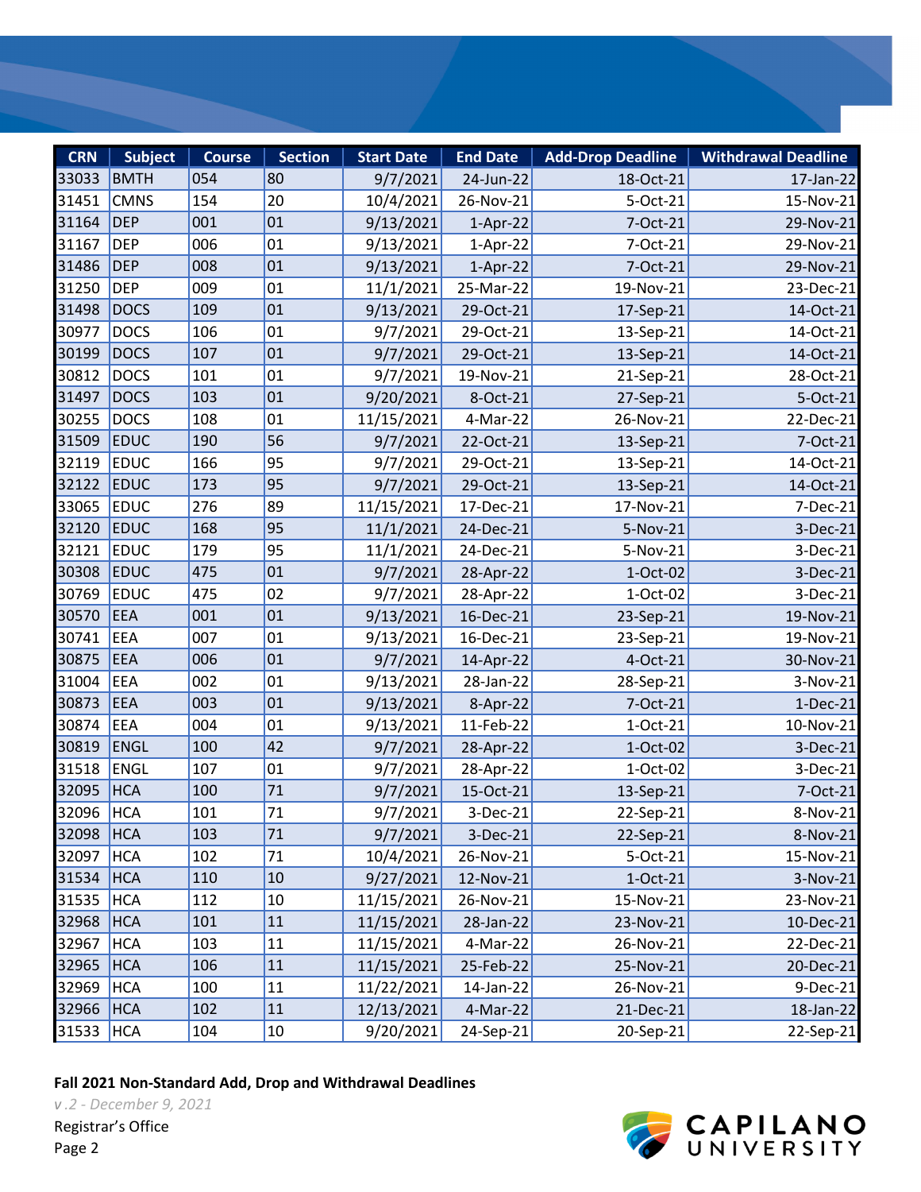| CRN | Subject | Course | Section | Start Date | End Date | Add-Drop Deadline | Withdrawal Deadline |
|---|---|---|---|---|---|---|---|
| 33033 | BMTH | 054 | 80 | 9/7/2021 | 24-Jun-22 | 18-Oct-21 | 17-Jan-22 |
| 31451 | CMNS | 154 | 20 | 10/4/2021 | 26-Nov-21 | 5-Oct-21 | 15-Nov-21 |
| 31164 | DEP | 001 | 01 | 9/13/2021 | 1-Apr-22 | 7-Oct-21 | 29-Nov-21 |
| 31167 | DEP | 006 | 01 | 9/13/2021 | 1-Apr-22 | 7-Oct-21 | 29-Nov-21 |
| 31486 | DEP | 008 | 01 | 9/13/2021 | 1-Apr-22 | 7-Oct-21 | 29-Nov-21 |
| 31250 | DEP | 009 | 01 | 11/1/2021 | 25-Mar-22 | 19-Nov-21 | 23-Dec-21 |
| 31498 | DOCS | 109 | 01 | 9/13/2021 | 29-Oct-21 | 17-Sep-21 | 14-Oct-21 |
| 30977 | DOCS | 106 | 01 | 9/7/2021 | 29-Oct-21 | 13-Sep-21 | 14-Oct-21 |
| 30199 | DOCS | 107 | 01 | 9/7/2021 | 29-Oct-21 | 13-Sep-21 | 14-Oct-21 |
| 30812 | DOCS | 101 | 01 | 9/7/2021 | 19-Nov-21 | 21-Sep-21 | 28-Oct-21 |
| 31497 | DOCS | 103 | 01 | 9/20/2021 | 8-Oct-21 | 27-Sep-21 | 5-Oct-21 |
| 30255 | DOCS | 108 | 01 | 11/15/2021 | 4-Mar-22 | 26-Nov-21 | 22-Dec-21 |
| 31509 | EDUC | 190 | 56 | 9/7/2021 | 22-Oct-21 | 13-Sep-21 | 7-Oct-21 |
| 32119 | EDUC | 166 | 95 | 9/7/2021 | 29-Oct-21 | 13-Sep-21 | 14-Oct-21 |
| 32122 | EDUC | 173 | 95 | 9/7/2021 | 29-Oct-21 | 13-Sep-21 | 14-Oct-21 |
| 33065 | EDUC | 276 | 89 | 11/15/2021 | 17-Dec-21 | 17-Nov-21 | 7-Dec-21 |
| 32120 | EDUC | 168 | 95 | 11/1/2021 | 24-Dec-21 | 5-Nov-21 | 3-Dec-21 |
| 32121 | EDUC | 179 | 95 | 11/1/2021 | 24-Dec-21 | 5-Nov-21 | 3-Dec-21 |
| 30308 | EDUC | 475 | 01 | 9/7/2021 | 28-Apr-22 | 1-Oct-02 | 3-Dec-21 |
| 30769 | EDUC | 475 | 02 | 9/7/2021 | 28-Apr-22 | 1-Oct-02 | 3-Dec-21 |
| 30570 | EEA | 001 | 01 | 9/13/2021 | 16-Dec-21 | 23-Sep-21 | 19-Nov-21 |
| 30741 | EEA | 007 | 01 | 9/13/2021 | 16-Dec-21 | 23-Sep-21 | 19-Nov-21 |
| 30875 | EEA | 006 | 01 | 9/7/2021 | 14-Apr-22 | 4-Oct-21 | 30-Nov-21 |
| 31004 | EEA | 002 | 01 | 9/13/2021 | 28-Jan-22 | 28-Sep-21 | 3-Nov-21 |
| 30873 | EEA | 003 | 01 | 9/13/2021 | 8-Apr-22 | 7-Oct-21 | 1-Dec-21 |
| 30874 | EEA | 004 | 01 | 9/13/2021 | 11-Feb-22 | 1-Oct-21 | 10-Nov-21 |
| 30819 | ENGL | 100 | 42 | 9/7/2021 | 28-Apr-22 | 1-Oct-02 | 3-Dec-21 |
| 31518 | ENGL | 107 | 01 | 9/7/2021 | 28-Apr-22 | 1-Oct-02 | 3-Dec-21 |
| 32095 | HCA | 100 | 71 | 9/7/2021 | 15-Oct-21 | 13-Sep-21 | 7-Oct-21 |
| 32096 | HCA | 101 | 71 | 9/7/2021 | 3-Dec-21 | 22-Sep-21 | 8-Nov-21 |
| 32098 | HCA | 103 | 71 | 9/7/2021 | 3-Dec-21 | 22-Sep-21 | 8-Nov-21 |
| 32097 | HCA | 102 | 71 | 10/4/2021 | 26-Nov-21 | 5-Oct-21 | 15-Nov-21 |
| 31534 | HCA | 110 | 10 | 9/27/2021 | 12-Nov-21 | 1-Oct-21 | 3-Nov-21 |
| 31535 | HCA | 112 | 10 | 11/15/2021 | 26-Nov-21 | 15-Nov-21 | 23-Nov-21 |
| 32968 | HCA | 101 | 11 | 11/15/2021 | 28-Jan-22 | 23-Nov-21 | 10-Dec-21 |
| 32967 | HCA | 103 | 11 | 11/15/2021 | 4-Mar-22 | 26-Nov-21 | 22-Dec-21 |
| 32965 | HCA | 106 | 11 | 11/15/2021 | 25-Feb-22 | 25-Nov-21 | 20-Dec-21 |
| 32969 | HCA | 100 | 11 | 11/22/2021 | 14-Jan-22 | 26-Nov-21 | 9-Dec-21 |
| 32966 | HCA | 102 | 11 | 12/13/2021 | 4-Mar-22 | 21-Dec-21 | 18-Jan-22 |
| 31533 | HCA | 104 | 10 | 9/20/2021 | 24-Sep-21 | 20-Sep-21 | 22-Sep-21 |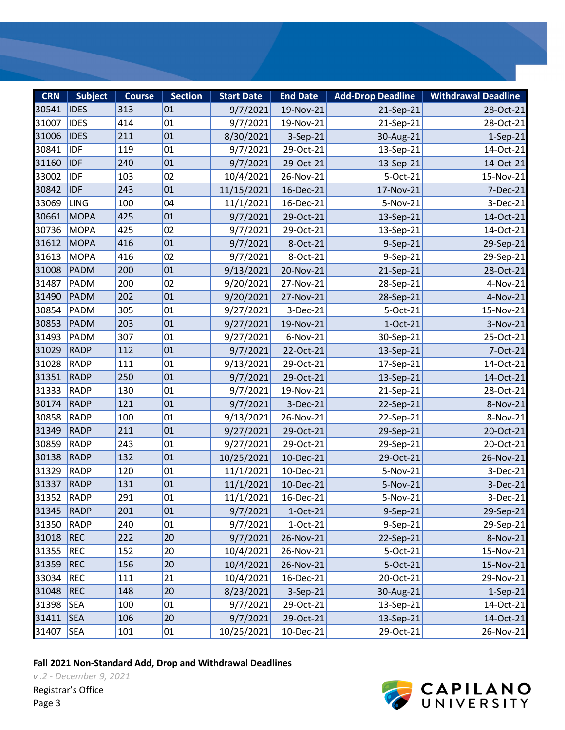| CRN | Subject | Course | Section | Start Date | End Date | Add-Drop Deadline | Withdrawal Deadline |
|---|---|---|---|---|---|---|---|
| 30541 | IDES | 313 | 01 | 9/7/2021 | 19-Nov-21 | 21-Sep-21 | 28-Oct-21 |
| 31007 | IDES | 414 | 01 | 9/7/2021 | 19-Nov-21 | 21-Sep-21 | 28-Oct-21 |
| 31006 | IDES | 211 | 01 | 8/30/2021 | 3-Sep-21 | 30-Aug-21 | 1-Sep-21 |
| 30841 | IDF | 119 | 01 | 9/7/2021 | 29-Oct-21 | 13-Sep-21 | 14-Oct-21 |
| 31160 | IDF | 240 | 01 | 9/7/2021 | 29-Oct-21 | 13-Sep-21 | 14-Oct-21 |
| 33002 | IDF | 103 | 02 | 10/4/2021 | 26-Nov-21 | 5-Oct-21 | 15-Nov-21 |
| 30842 | IDF | 243 | 01 | 11/15/2021 | 16-Dec-21 | 17-Nov-21 | 7-Dec-21 |
| 33069 | LING | 100 | 04 | 11/1/2021 | 16-Dec-21 | 5-Nov-21 | 3-Dec-21 |
| 30661 | MOPA | 425 | 01 | 9/7/2021 | 29-Oct-21 | 13-Sep-21 | 14-Oct-21 |
| 30736 | MOPA | 425 | 02 | 9/7/2021 | 29-Oct-21 | 13-Sep-21 | 14-Oct-21 |
| 31612 | MOPA | 416 | 01 | 9/7/2021 | 8-Oct-21 | 9-Sep-21 | 29-Sep-21 |
| 31613 | MOPA | 416 | 02 | 9/7/2021 | 8-Oct-21 | 9-Sep-21 | 29-Sep-21 |
| 31008 | PADM | 200 | 01 | 9/13/2021 | 20-Nov-21 | 21-Sep-21 | 28-Oct-21 |
| 31487 | PADM | 200 | 02 | 9/20/2021 | 27-Nov-21 | 28-Sep-21 | 4-Nov-21 |
| 31490 | PADM | 202 | 01 | 9/20/2021 | 27-Nov-21 | 28-Sep-21 | 4-Nov-21 |
| 30854 | PADM | 305 | 01 | 9/27/2021 | 3-Dec-21 | 5-Oct-21 | 15-Nov-21 |
| 30853 | PADM | 203 | 01 | 9/27/2021 | 19-Nov-21 | 1-Oct-21 | 3-Nov-21 |
| 31493 | PADM | 307 | 01 | 9/27/2021 | 6-Nov-21 | 30-Sep-21 | 25-Oct-21 |
| 31029 | RADP | 112 | 01 | 9/7/2021 | 22-Oct-21 | 13-Sep-21 | 7-Oct-21 |
| 31028 | RADP | 111 | 01 | 9/13/2021 | 29-Oct-21 | 17-Sep-21 | 14-Oct-21 |
| 31351 | RADP | 250 | 01 | 9/7/2021 | 29-Oct-21 | 13-Sep-21 | 14-Oct-21 |
| 31333 | RADP | 130 | 01 | 9/7/2021 | 19-Nov-21 | 21-Sep-21 | 28-Oct-21 |
| 30174 | RADP | 121 | 01 | 9/7/2021 | 3-Dec-21 | 22-Sep-21 | 8-Nov-21 |
| 30858 | RADP | 100 | 01 | 9/13/2021 | 26-Nov-21 | 22-Sep-21 | 8-Nov-21 |
| 31349 | RADP | 211 | 01 | 9/27/2021 | 29-Oct-21 | 29-Sep-21 | 20-Oct-21 |
| 30859 | RADP | 243 | 01 | 9/27/2021 | 29-Oct-21 | 29-Sep-21 | 20-Oct-21 |
| 30138 | RADP | 132 | 01 | 10/25/2021 | 10-Dec-21 | 29-Oct-21 | 26-Nov-21 |
| 31329 | RADP | 120 | 01 | 11/1/2021 | 10-Dec-21 | 5-Nov-21 | 3-Dec-21 |
| 31337 | RADP | 131 | 01 | 11/1/2021 | 10-Dec-21 | 5-Nov-21 | 3-Dec-21 |
| 31352 | RADP | 291 | 01 | 11/1/2021 | 16-Dec-21 | 5-Nov-21 | 3-Dec-21 |
| 31345 | RADP | 201 | 01 | 9/7/2021 | 1-Oct-21 | 9-Sep-21 | 29-Sep-21 |
| 31350 | RADP | 240 | 01 | 9/7/2021 | 1-Oct-21 | 9-Sep-21 | 29-Sep-21 |
| 31018 | REC | 222 | 20 | 9/7/2021 | 26-Nov-21 | 22-Sep-21 | 8-Nov-21 |
| 31355 | REC | 152 | 20 | 10/4/2021 | 26-Nov-21 | 5-Oct-21 | 15-Nov-21 |
| 31359 | REC | 156 | 20 | 10/4/2021 | 26-Nov-21 | 5-Oct-21 | 15-Nov-21 |
| 33034 | REC | 111 | 21 | 10/4/2021 | 16-Dec-21 | 20-Oct-21 | 29-Nov-21 |
| 31048 | REC | 148 | 20 | 8/23/2021 | 3-Sep-21 | 30-Aug-21 | 1-Sep-21 |
| 31398 | SEA | 100 | 01 | 9/7/2021 | 29-Oct-21 | 13-Sep-21 | 14-Oct-21 |
| 31411 | SEA | 106 | 20 | 9/7/2021 | 29-Oct-21 | 13-Sep-21 | 14-Oct-21 |
| 31407 | SEA | 101 | 01 | 10/25/2021 | 10-Dec-21 | 29-Oct-21 | 26-Nov-21 |

**Fall 2021 Non-Standard Add, Drop and Withdrawal Deadlines**

*v .2 - December 9, 2021*

Registrar's Office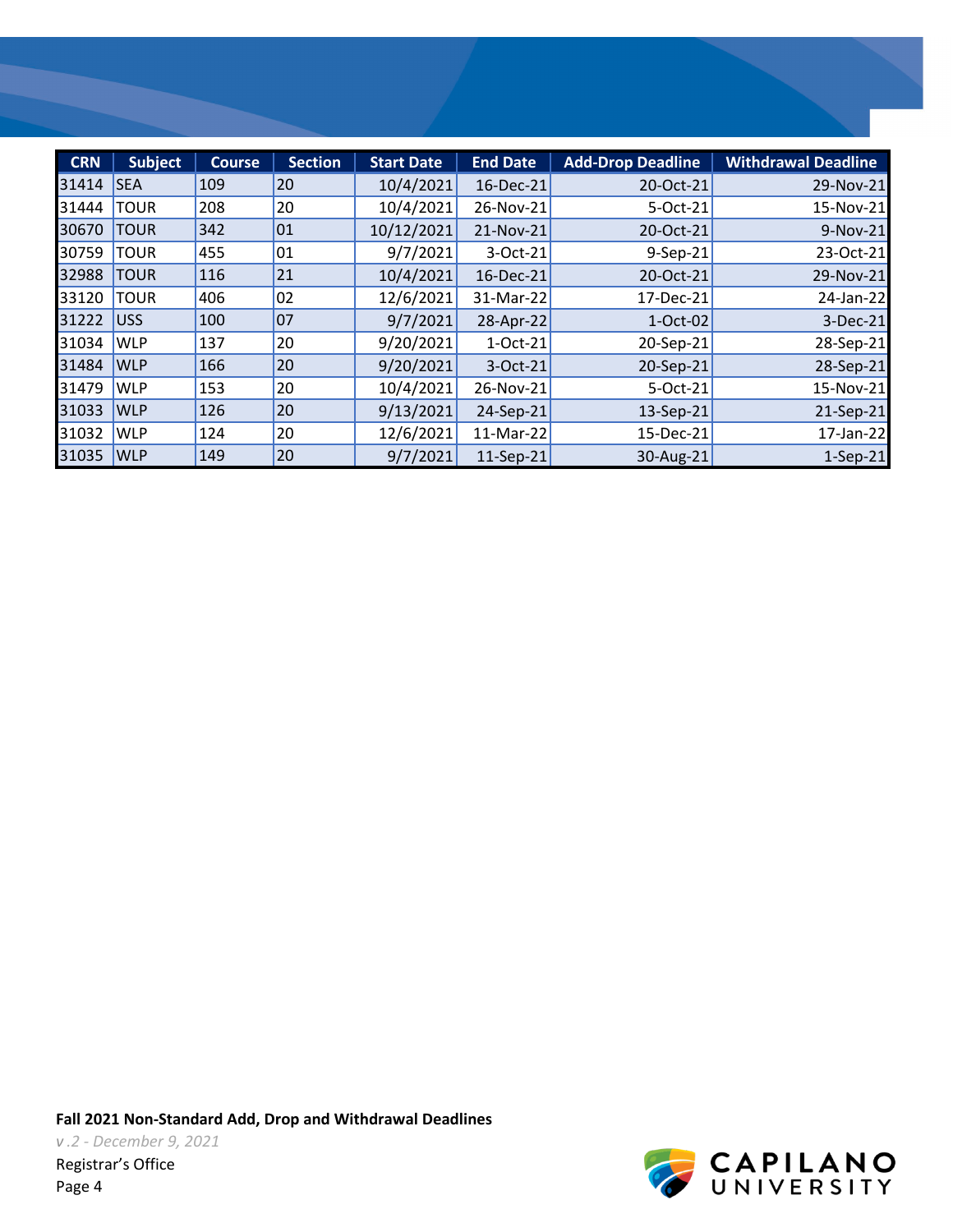| CRN | Subject | Course | Section | Start Date | End Date | Add-Drop Deadline | Withdrawal Deadline |
|---|---|---|---|---|---|---|---|
| 31414 | SEA | 109 | 20 | 10/4/2021 | 16-Dec-21 | 20-Oct-21 | 29-Nov-21 |
| 31444 | TOUR | 208 | 20 | 10/4/2021 | 26-Nov-21 | 5-Oct-21 | 15-Nov-21 |
| 30670 | TOUR | 342 | 01 | 10/12/2021 | 21-Nov-21 | 20-Oct-21 | 9-Nov-21 |
| 30759 | TOUR | 455 | 01 | 9/7/2021 | 3-Oct-21 | 9-Sep-21 | 23-Oct-21 |
| 32988 | TOUR | 116 | 21 | 10/4/2021 | 16-Dec-21 | 20-Oct-21 | 29-Nov-21 |
| 33120 | TOUR | 406 | 02 | 12/6/2021 | 31-Mar-22 | 17-Dec-21 | 24-Jan-22 |
| 31222 | USS | 100 | 07 | 9/7/2021 | 28-Apr-22 | 1-Oct-02 | 3-Dec-21 |
| 31034 | WLP | 137 | 20 | 9/20/2021 | 1-Oct-21 | 20-Sep-21 | 28-Sep-21 |
| 31484 | WLP | 166 | 20 | 9/20/2021 | 3-Oct-21 | 20-Sep-21 | 28-Sep-21 |
| 31479 | WLP | 153 | 20 | 10/4/2021 | 26-Nov-21 | 5-Oct-21 | 15-Nov-21 |
| 31033 | WLP | 126 | 20 | 9/13/2021 | 24-Sep-21 | 13-Sep-21 | 21-Sep-21 |
| 31032 | WLP | 124 | 20 | 12/6/2021 | 11-Mar-22 | 15-Dec-21 | 17-Jan-22 |
| 31035 | WLP | 149 | 20 | 9/7/2021 | 11-Sep-21 | 30-Aug-21 | 1-Sep-21 |